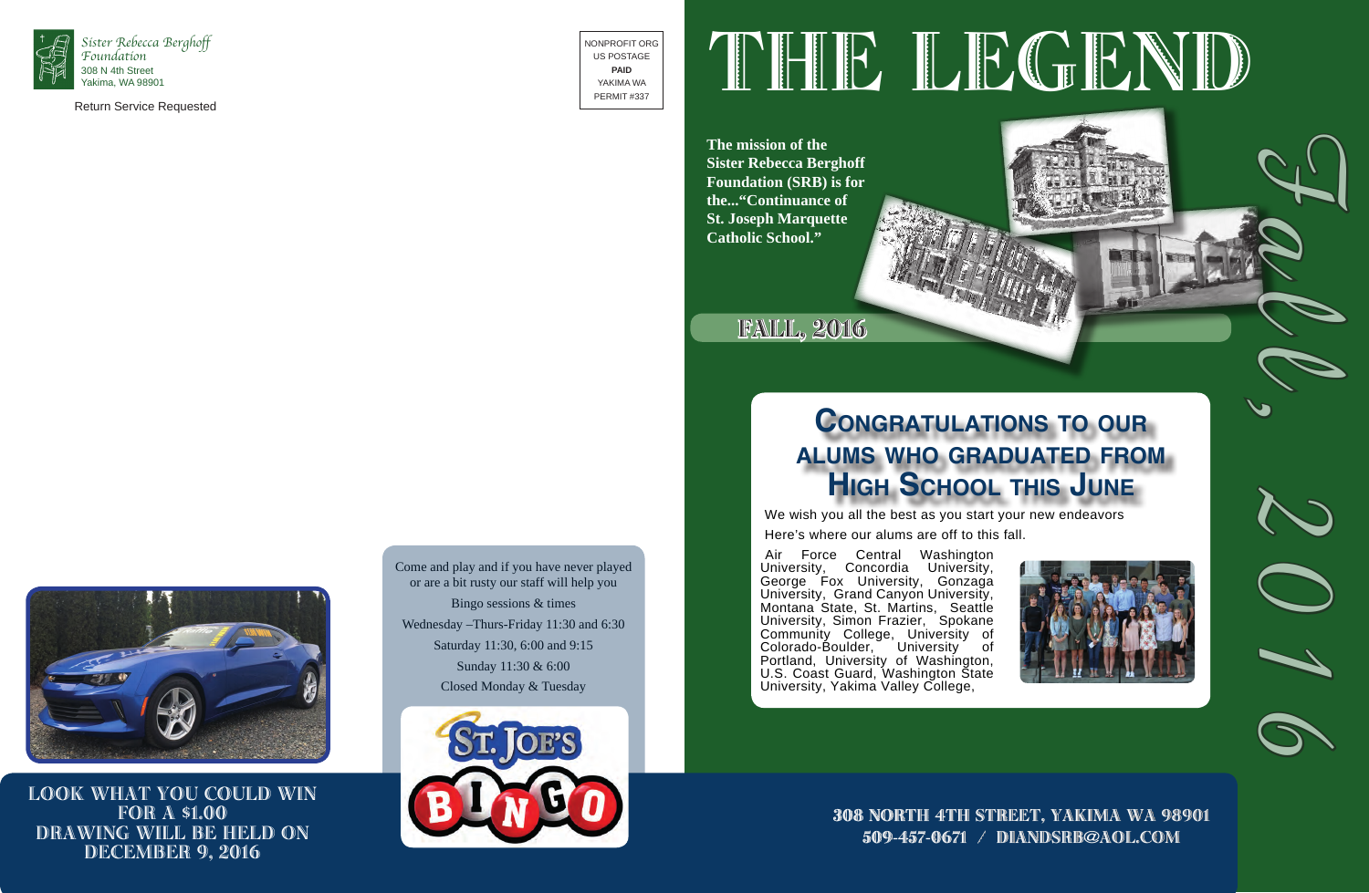Sister Rebecca Berghoff Foundation
308 N 4th Street
Yakima, WA 98901

Return Service Requested

NONPROFIT ORG
US POSTAGE
**PAID**
YAKIMA WA
PERMIT #337

Come and play and if you have never played or are a bit rusty our staff will help you

Bingo sessions & times

Wednesday –Thurs-Friday 11:30 and 6:30

Saturday 11:30, 6:00 and 9:15

Sunday 11:30 & 6:00

Closed Monday & Tuesday

ST. JOE'S BINGO

**LOOK WHAT YOU COULD WIN FOR A $1.00**
**DRAWING WILL BE HELD ON DECEMBER 9, 2016**

# THE LEGEND

**The mission of the Sister Rebecca Berghoff Foundation (SRB) is for the...“Continuance of St. Joseph Marquette Catholic School.”**

**FALL, 2016**

*Fall, 2016*

## Congratulations to our alums who graduated from High School this June

We wish you all the best as you start your new endeavors

Here's where our alums are off to this fall.

Air Force Central Washington University, Concordia University, George Fox University, Gonzaga University, Grand Canyon University, Montana State, St. Martins, Seattle University, Simon Frazier, Spokane Community College, University of Colorado-Boulder, University of Portland, University of Washington, U.S. Coast Guard, Washington State University, Yakima Valley College,

**308 NORTH 4TH STREET, YAKIMA WA 98901**
**509-457-0671 / DIANDSRB@AOL.COM**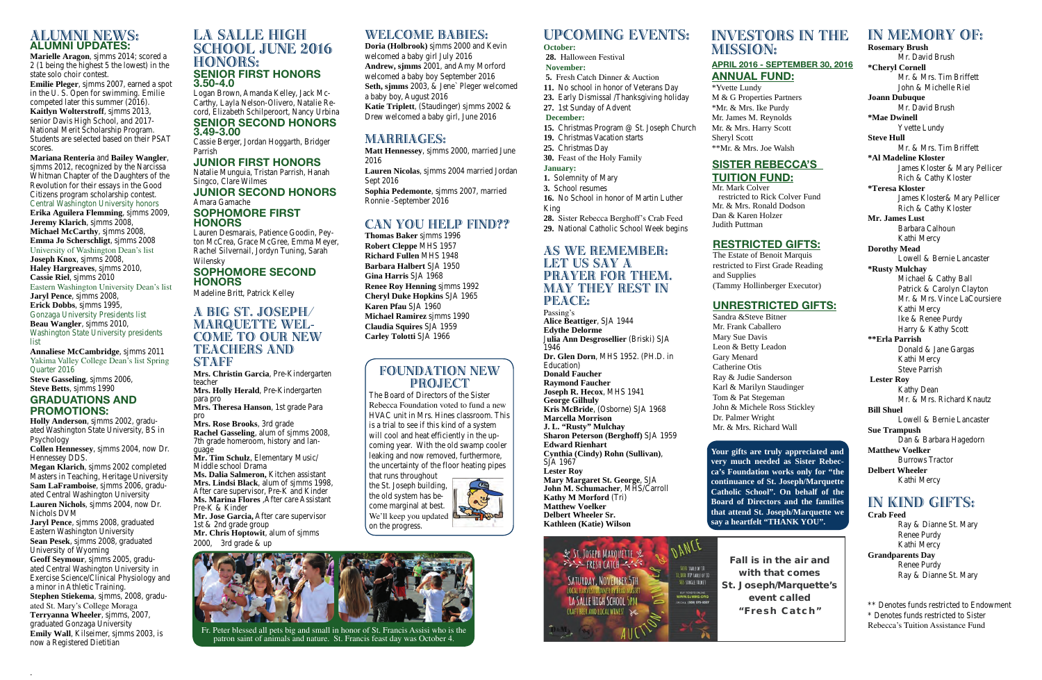# ALUMNI NEWS:

## ALUMNI UPDATES:

**Marielle Aragon**, sjmms 2014; scored a 2 (1 being the highest 5 the lowest) in the state solo choir contest.

**Emilie Pleger**, sjmms 2007, earned a spot in the U. S. Open for swimming. Emilie competed later this summer (2016).

**Kaitlyn Wolterstroff**, sjmms 2013, senior Davis High School, and 2017-National Merit Scholarship Program. Students are selected based on their PSAT scores.

**Mariana Renteria** and **Bailey Wangler**, sjmms 2012, recognized by the Narcissa Whitman Chapter of the Daughters of the Revolution for their essays in the Good Citizens program scholarship contest.

Central Washington University honors

**Erika Aguilera Flemming**, sjmms 2009,
**Jeremy Klarich**, sjmms 2008,
**Michael McCarthy**, sjmms 2008,
**Emma Jo Scherschligt**, sjmms 2008

University of Washington Dean's list

**Joseph Knox**, sjmms 2008,
**Haley Hargreaves**, sjmms 2010,
**Cassie Riel**, sjmms 2010

Eastern Washington University Dean's list

**Jaryl Pence**, sjmms 2008,
**Erick Dobbs**, sjmms 1995,

Gonzaga University Presidents list

**Beau Wangler**, sjmms 2010,

Washington State University presidents list

**Annaliese McCambridge**, sjmms 2011

Yakima Valley College Dean's list Spring Quarter 2016

**Steve Gasseling**, sjmms 2006,
**Steve Betts**, sjmms 1990

## GRADUATIONS AND PROMOTIONS:

**Holly Anderson**, sjmms 2002, graduated Washington State University, BS in Psychology

**Collen Hennessey**, sjmms 2004, now Dr. Hennessey DDS.

**Megan Klarich**, sjmms 2002 completed Masters in Teaching, Heritage University

**Sam LaFramboise**, sjmms 2006, graduated Central Washington University

**Lauren Nichols**, sjmms 2004, now Dr. Nichols DVM

**Jaryl Pence**, sjmms 2008, graduated Eastern Washington University

**Sean Pesek**, sjmms 2008, graduated University of Wyoming

**Geoff Seymour**, sjmms 2005, graduated Central Washington University in Exercise Science/Clinical Physiology and a minor in Athletic Training.

**Stephen Stiekema**, sjmms, 2008, graduated St. Mary's College Moraga

**Terryanna Wheeler**, sjmms, 2007, graduated Gonzaga University

**Emily Wall**, Kilseimer, sjmms 2003, is now a Registered Dietitian

# LA SALLE HIGH SCHOOL JUNE 2016 HONORS:

## SENIOR FIRST HONORS 3.50-4.0

Logan Brown, Amanda Kelley, Jack McCarthy, Layla Nelson-Olivero, Natalie Record, Elizabeth Schilperoort, Nancy Urbina

## SENIOR SECOND HONORS 3.49-3.00

Cassie Berger, Jordan Hoggarth, Bridger Parrish

## JUNIOR FIRST HONORS

Natalie Munguia, Tristan Parrish, Hanah Singco, Clare Wilmes

## JUNIOR SECOND HONORS

Amara Gamache

## SOPHOMORE FIRST HONORS

Lauren Desmarais, Patience Goodin, Peyton McCrea, Grace McGree, Emma Meyer, Rachel Silvernail, Jordyn Tuning, Sarah Wilensky

## SOPHOMORE SECOND HONORS

Madeline Britt, Patrick Kelley

# A BIG ST. JOSEPH/ MARQUETTE WELCOME TO OUR NEW TEACHERS AND STAFF

**Mrs. Christin Garcia**, Pre-Kindergarten teacher
**Mrs. Holly Herald**, Pre-Kindergarten para pro
**Mrs. Theresa Hanson**, 1st grade Para pro
**Mrs. Rose Brooks**, 3rd grade
**Rachel Gasseling**, alum of sjmms 2008, 7th grade homeroom, history and language
**Mr. Tim Schulz**, Elementary Music/ Middle school Drama
**Ms. Dalia Salmeron,** Kitchen assistant
**Mrs. Lindsi Black**, alum of sjmms 1998, After care supervisor, Pre-K and Kinder
**Ms. Marina Flores** ,After care Assistant Pre-K & Kinder
**Mr. Jose Garcia,** After care supervisor 1st & 2nd grade group
**Mr. Chris Hoptowit**, alum of sjmms 2000, 3rd grade & up

Fr. Peter blessed all pets big and small in honor of St. Francis Assisi who is the patron saint of animals and nature. St. Francis feast day was October 4.

# WELCOME BABIES:

**Doria (Holbrook)** sjmms 2000 and Kevin welcomed a baby girl July 2016
**Andrew, sjmms** 2001, and Amy Morford welcomed a baby boy September 2016
**Seth, sjmms** 2003, & Jene` Pleger welcomed a baby boy, August 2016
**Katie Triplett**, (Staudinger) sjmms 2002 & Drew welcomed a baby girl, June 2016

# MARRIAGES:

**Matt Hennessey**, sjmms 2000, married June 2016
**Lauren Nicolas**, sjmms 2004 married Jordan Sept 2016
**Sophia Pedemonte**, sjmms 2007, married Ronnie -September 2016

# CAN YOU HELP FIND??

**Thomas Baker** sjmms 1996
**Robert Cleppe** MHS 1957
**Richard Fullen** MHS 1948
**Barbara Halbert** SJA 1950
**Gina Harris** SJA 1968
**Renee Roy Henning** sjmms 1992
**Cheryl Duke Hopkins** SJA 1965
**Karen Pfau** SJA 1960
**Michael Ramirez** sjmms 1990
**Claudia Squires** SJA 1959
**Carley Tolotti** SJA 1966

# FOUNDATION NEW PROJECT

The Board of Directors of the Sister Rebecca Foundation voted to fund a new HVAC unit in Mrs. Hines classroom. This is a trial to see if this kind of a system will cool and heat efficiently in the upcoming year. With the old swamp cooler leaking and now removed, furthermore, the uncertainty of the floor heating pipes that run throughout the St. Joseph building, the old system has become marginal at best. We'll keep you updated on the progress.

# UPCOMING EVENTS:

**October:**
**28.** Halloween Festival

**November:**
**5.** Fresh Catch Dinner & Auction
**11.** No school in honor of Veterans Day
**23.** Early Dismissal /Thanksgiving holiday
**27.** 1st Sunday of Advent

**December:**
**15.** Christmas Program @ St. Joseph Church
**19.** Christmas Vacation starts
**25.** Christmas Day
**30.** Feast of the Holy Family

**January:**
**1.** Solemnity of Mary
**3.** School resumes
**16.** No School in honor of Martin Luther King
**28.** Sister Rebecca Berghoff's Crab Feed
**29.** National Catholic School Week begins

# AS WE REMEMBER: LET US SAY A PRAYER FOR THEM. MAY THEY REST IN PEACE:

Passing's
**Alice Beattiger**, SJA 1944
**Edythe Delorme**
**Julia Ann Desgrosellier** (Briski) SJA 1946
**Dr. Glen Dorn**, MHS 1952. (PH.D. in Education)
**Donald Faucher**
**Raymond Faucher**
**Joseph R. Hecox**, MHS 1941
**George Gilhuly**
**Kris McBride**, (Osborne) SJA 1968
**Marcella Morrison**
**J. L. "Rusty" Mulchay**
**Sharon Peterson (Berghoff)** SJA 1959
**Edward Rienhart**
**Cynthia (Cindy) Rohn (Sullivan)**, SJA 1967
**Lester Roy**
**Mary Margaret St. George**, SJA
**John M. Schumacher**, MHS/Carroll
**Kathy M Morford** (Tri)
**Matthew Voelker**
**Delbert Wheeler Sr.**
**Kathleen (Katie) Wilson**

St. Joseph Marquette Fresh Catch — Saturday, November 5th — La Salle High School 5pm — Dinner, Dance, Auction

# INVESTORS IN THE MISSION:

## APRIL 2016 - SEPTEMBER 30, 2016

## ANNUAL FUND:

*Yvette Lundy
M & G Properties Partners
*Mr. & Mrs. Ike Purdy
Mr. James M. Reynolds
Mr. & Mrs. Harry Scott
Sheryl Scott
**Mr. & Mrs. Joe Walsh

## SISTER REBECCA'S TUITION FUND:

Mr. Mark Colver
restricted to Rick Colver Fund
Mr. & Mrs. Ronald Dodson
Dan & Karen Holzer
Judith Puttman

## RESTRICTED GIFTS:

The Estate of Benoit Marquis restricted to First Grade Reading and Supplies
(Tammy Hollinberger Executor)

## UNRESTRICTED GIFTS:

Sandra &Steve Bitner
Mr. Frank Caballero
Mary Sue Davis
Leon & Betty Leadon
Gary Menard
Catherine Otis
Ray & Judie Sanderson
Karl & Marilyn Staudinger
Tom & Pat Stegeman
John & Michele Ross Stickley
Dr. Palmer Wright
Mr. & Mrs. Richard Wall

**Your gifts are truly appreciated and very much needed as Sister Rebecca's Foundation works only for "the continuance of St. Joseph/Marquette Catholic School". On behalf of the Board of Directors and the families that attend St. Joseph/Marquette we say a heartfelt "THANK YOU".**

**Fall is in the air and with that comes St. Joseph/Marquette's event called "Fresh Catch"**

# IN MEMORY OF:

**Rosemary Brush**
Mr. David Brush
***Cheryl Cornell**
Mr. & Mrs. Tim Briffett
John & Michelle Riel
**Joann Dubuque**
Mr. David Brush
***Mae Dwinell**
Yvette Lundy
**Steve Hull**
Mr. & Mrs. Tim Briffett
***Al Madeline Kloster**
James Kloster & Mary Pellicer
Rich & Cathy Kloster
***Teresa Kloster**
James Kloster& Mary Pellicer
Rich & Cathy Kloster
**Mr. James Lust**
Barbara Calhoun
Kathi Mercy
**Dorothy Mead**
Lowell & Bernie Lancaster
***Rusty Mulchay**
Michael & Cathy Ball
Patrick & Carolyn Clayton
Mr. & Mrs. Vince LaCoursiere
Kathi Mercy
Ike & Renee Purdy
Harry & Kathy Scott
****Erla Parrish**
Donald & Jane Gargas
Kathi Mercy
Steve Parrish
**Lester Roy**
Kathy Dean
Mr. & Mrs. Richard Knautz
**Bill Shuel**
Lowell & Bernie Lancaster
**Sue Trampush**
Dan & Barbara Hagedorn
**Matthew Voelker**
Burrows Tractor
**Delbert Wheeler**
Kathi Mercy

# IN KIND GIFTS:

**Crab Feed**
Ray & Dianne St. Mary
Renee Purdy
Kathi Mercy
**Grandparents Day**
Renee Purdy
Ray & Dianne St. Mary

** Denotes funds restricted to Endowment
* Denotes funds restricted to Sister Rebecca's Tuition Assistance Fund